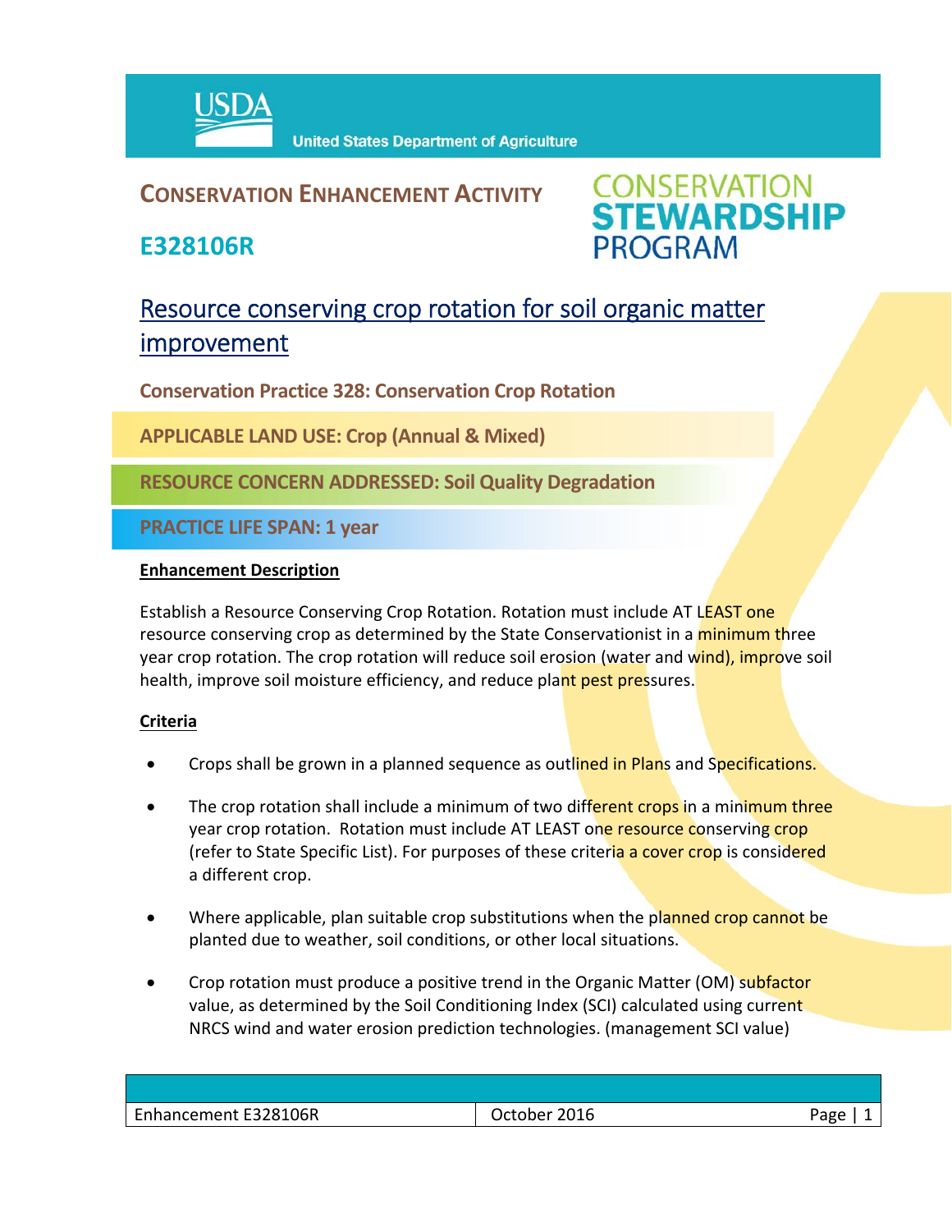USDA United States Department of Agriculture

# CONSERVATION ENHANCEMENT ACTIVITY

# E328106R

CONSERVATION STEWARDSHIP PROGRAM

## Resource conserving crop rotation for soil organic matter improvement

**Conservation Practice 328: Conservation Crop Rotation**

**APPLICABLE LAND USE: Crop (Annual & Mixed)**

**RESOURCE CONCERN ADDRESSED: Soil Quality Degradation**

**PRACTICE LIFE SPAN: 1 year**

### Enhancement Description

Establish a Resource Conserving Crop Rotation. Rotation must include AT LEAST one resource conserving crop as determined by the State Conservationist in a minimum three year crop rotation. The crop rotation will reduce soil erosion (water and wind), improve soil health, improve soil moisture efficiency, and reduce plant pest pressures.

### Criteria

- Crops shall be grown in a planned sequence as outlined in Plans and Specifications.
- The crop rotation shall include a minimum of two different crops in a minimum three year crop rotation. Rotation must include AT LEAST one resource conserving crop (refer to State Specific List). For purposes of these criteria a cover crop is considered a different crop.
- Where applicable, plan suitable crop substitutions when the planned crop cannot be planted due to weather, soil conditions, or other local situations.
- Crop rotation must produce a positive trend in the Organic Matter (OM) subfactor value, as determined by the Soil Conditioning Index (SCI) calculated using current NRCS wind and water erosion prediction technologies. (management SCI value)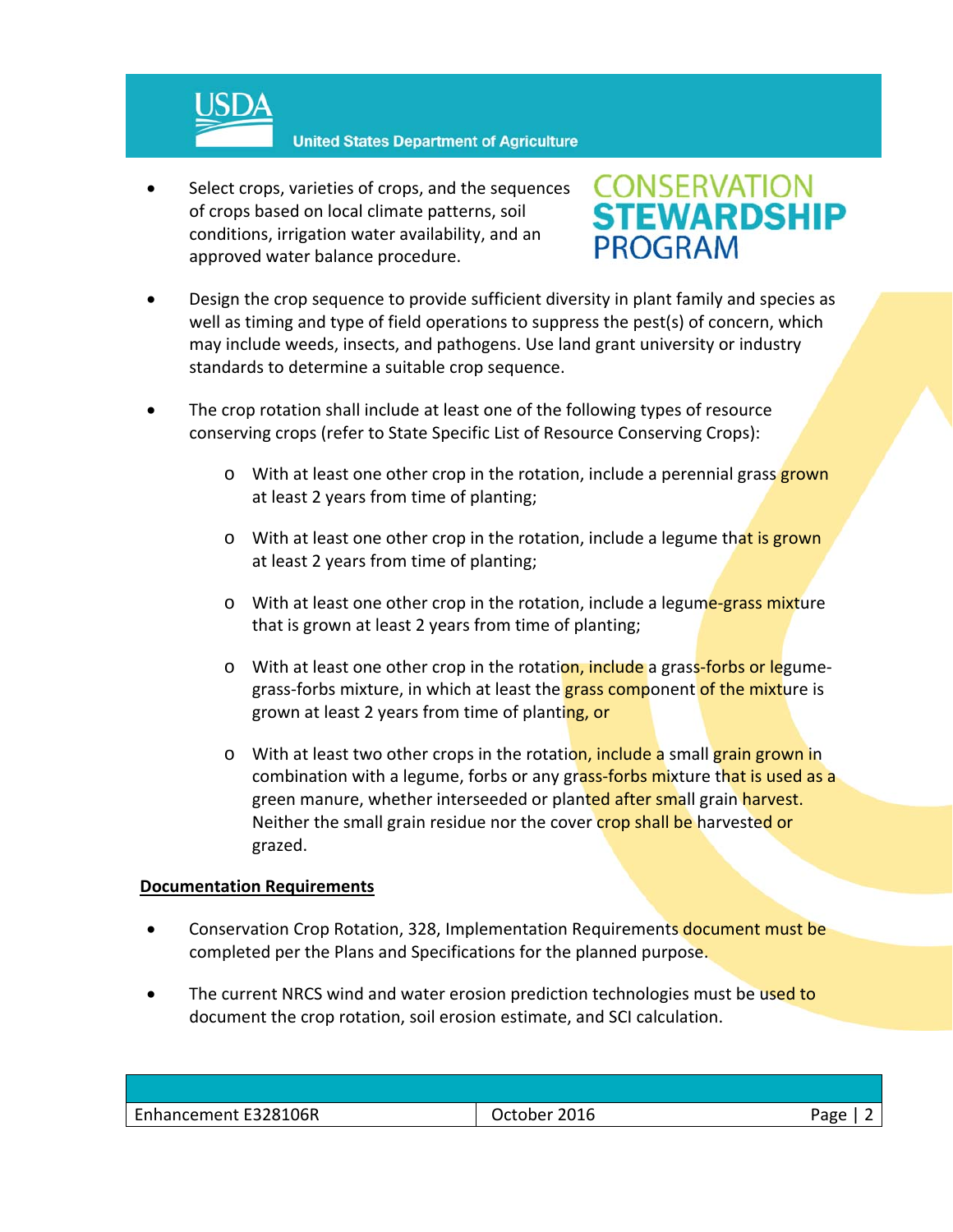- Select crops, varieties of crops, and the sequences of crops based on local climate patterns, soil conditions, irrigation water availability, and an approved water balance procedure.

- Design the crop sequence to provide sufficient diversity in plant family and species as well as timing and type of field operations to suppress the pest(s) of concern, which may include weeds, insects, and pathogens. Use land grant university or industry standards to determine a suitable crop sequence.

- The crop rotation shall include at least one of the following types of resource conserving crops (refer to State Specific List of Resource Conserving Crops):

    - With at least one other crop in the rotation, include a perennial grass grown at least 2 years from time of planting;

    - With at least one other crop in the rotation, include a legume that is grown at least 2 years from time of planting;

    - With at least one other crop in the rotation, include a legume-grass mixture that is grown at least 2 years from time of planting;

    - With at least one other crop in the rotation, include a grass-forbs or legume-grass-forbs mixture, in which at least the grass component of the mixture is grown at least 2 years from time of planting, or

    - With at least two other crops in the rotation, include a small grain grown in combination with a legume, forbs or any grass-forbs mixture that is used as a green manure, whether interseeded or planted after small grain harvest. Neither the small grain residue nor the cover crop shall be harvested or grazed.

**Documentation Requirements**

- Conservation Crop Rotation, 328, Implementation Requirements document must be completed per the Plans and Specifications for the planned purpose.

- The current NRCS wind and water erosion prediction technologies must be used to document the crop rotation, soil erosion estimate, and SCI calculation.